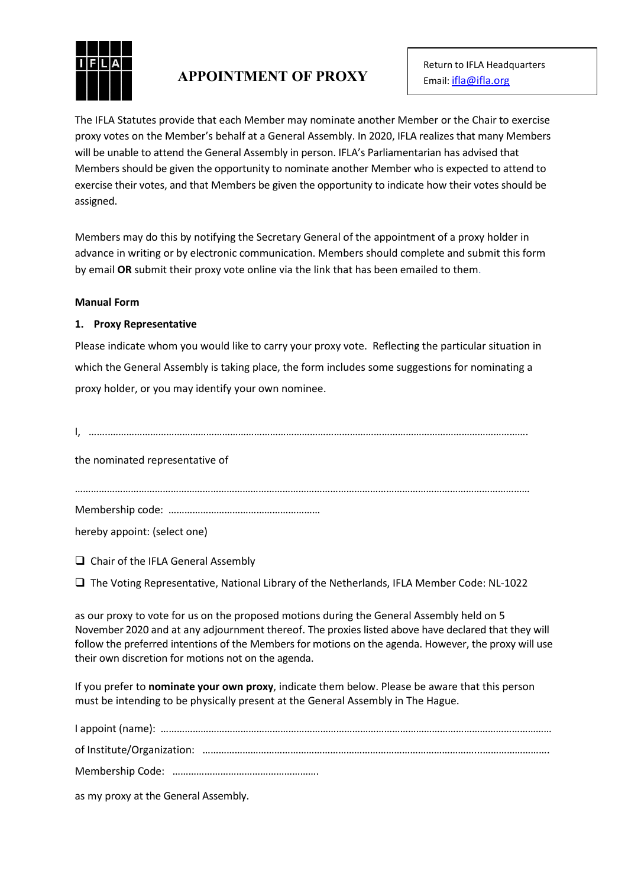# APPOINTMENT OF PROXY

Return to IFLA Headquarters
Email: ifla@ifla.org

The IFLA Statutes provide that each Member may nominate another Member or the Chair to exercise proxy votes on the Member's behalf at a General Assembly. In 2020, IFLA realizes that many Members will be unable to attend the General Assembly in person. IFLA's Parliamentarian has advised that Members should be given the opportunity to nominate another Member who is expected to attend to exercise their votes, and that Members be given the opportunity to indicate how their votes should be assigned.

Members may do this by notifying the Secretary General of the appointment of a proxy holder in advance in writing or by electronic communication. Members should complete and submit this form by email **OR** submit their proxy vote online via the link that has been emailed to them.

**Manual Form**

**1. Proxy Representative**

Please indicate whom you would like to carry your proxy vote. Reflecting the particular situation in which the General Assembly is taking place, the form includes some suggestions for nominating a proxy holder, or you may identify your own nominee.

I, ……………………………………………………………………………………………………………………………………………

the nominated representative of

……………………………………………………………………………………………………………………………………………

Membership code: …………………………………………………

hereby appoint: (select one)

- ❑ Chair of the IFLA General Assembly
- ❑ The Voting Representative, National Library of the Netherlands, IFLA Member Code: NL-1022

as our proxy to vote for us on the proposed motions during the General Assembly held on 5 November 2020 and at any adjournment thereof. The proxies listed above have declared that they will follow the preferred intentions of the Members for motions on the agenda. However, the proxy will use their own discretion for motions not on the agenda.

If you prefer to **nominate your own proxy**, indicate them below. Please be aware that this person must be intending to be physically present at the General Assembly in The Hague.

I appoint (name): ………………………………………………………………………………………………………………………

of Institute/Organization: ……………………………………………………………………………………………………………

Membership Code: ……………………………………………….

as my proxy at the General Assembly.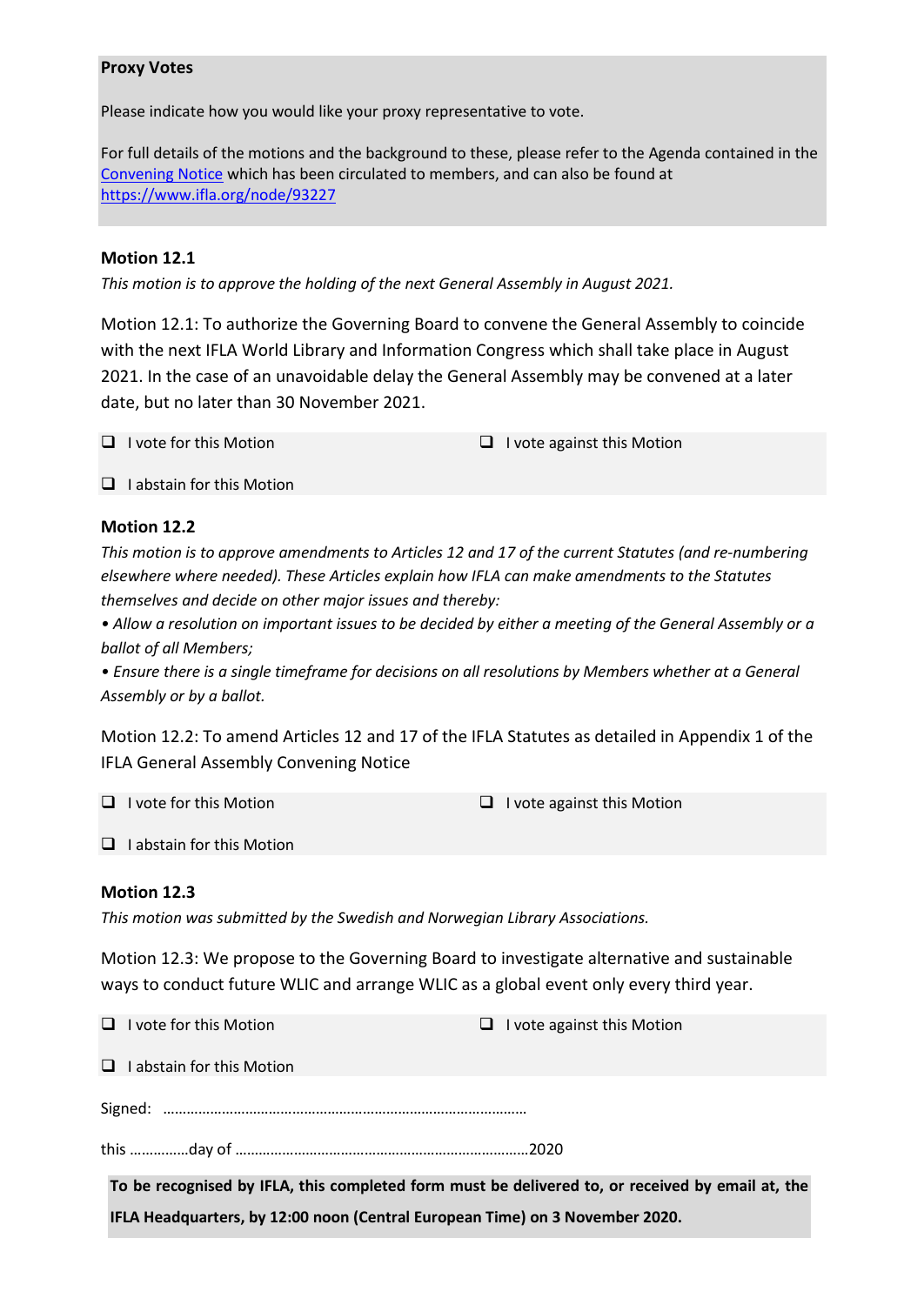**Proxy Votes**

Please indicate how you would like your proxy representative to vote.

For full details of the motions and the background to these, please refer to the Agenda contained in the [Convening Notice](https://www.ifla.org/node/93227) which has been circulated to members, and can also be found at https://www.ifla.org/node/93227

### Motion 12.1

*This motion is to approve the holding of the next General Assembly in August 2021.*

Motion 12.1: To authorize the Governing Board to convene the General Assembly to coincide with the next IFLA World Library and Information Congress which shall take place in August 2021. In the case of an unavoidable delay the General Assembly may be convened at a later date, but no later than 30 November 2021.

- ❑ I vote for this Motion
- ❑ I vote against this Motion
- ❑ I abstain for this Motion

### Motion 12.2

*This motion is to approve amendments to Articles 12 and 17 of the current Statutes (and re-numbering elsewhere where needed). These Articles explain how IFLA can make amendments to the Statutes themselves and decide on other major issues and thereby:*

*• Allow a resolution on important issues to be decided by either a meeting of the General Assembly or a ballot of all Members;*

*• Ensure there is a single timeframe for decisions on all resolutions by Members whether at a General Assembly or by a ballot.*

Motion 12.2: To amend Articles 12 and 17 of the IFLA Statutes as detailed in Appendix 1 of the IFLA General Assembly Convening Notice

- ❑ I vote for this Motion
- ❑ I vote against this Motion
- ❑ I abstain for this Motion

### Motion 12.3

*This motion was submitted by the Swedish and Norwegian Library Associations.*

Motion 12.3: We propose to the Governing Board to investigate alternative and sustainable ways to conduct future WLIC and arrange WLIC as a global event only every third year.

- ❑ I vote for this Motion
- ❑ I vote against this Motion
- ❑ I abstain for this Motion

Signed: ………………………………………………………………………………

this ……………day of …………………………………………………………………2020

**To be recognised by IFLA, this completed form must be delivered to, or received by email at, the IFLA Headquarters, by 12:00 noon (Central European Time) on 3 November 2020.**